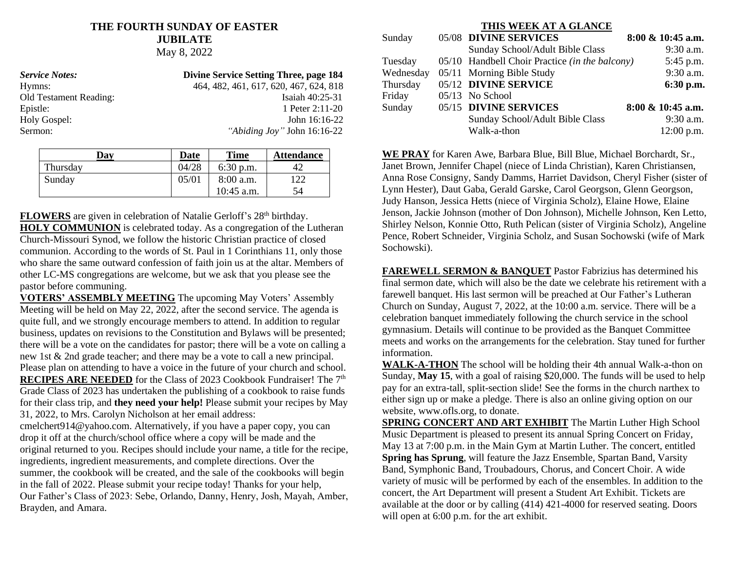# THE FOURTH SUNDAY OF EASTER
## JUBILATE
May 8, 2022

| *Service Notes:* | **Divine Service Setting Three, page 184** |
|---|---|
| Hymns: | 464, 482, 461, 617, 620, 467, 624, 818 |
| Old Testament Reading: | Isaiah 40:25-31 |
| Epistle: | 1 Peter 2:11-20 |
| Holy Gospel: | John 16:16-22 |
| Sermon: | *"Abiding Joy"* John 16:16-22 |

| Day | Date | Time | Attendance |
|---|---|---|---|
| Thursday | 04/28 | 6:30 p.m. | 42 |
| Sunday | 05/01 | 8:00 a.m. | 122 |
| | | 10:45 a.m. | 54 |

**FLOWERS** are given in celebration of Natalie Gerloff's 28th birthday.

**HOLY COMMUNION** is celebrated today. As a congregation of the Lutheran Church-Missouri Synod, we follow the historic Christian practice of closed communion. According to the words of St. Paul in 1 Corinthians 11, only those who share the same outward confession of faith join us at the altar. Members of other LC-MS congregations are welcome, but we ask that you please see the pastor before communing.

**VOTERS' ASSEMBLY MEETING** The upcoming May Voters' Assembly Meeting will be held on May 22, 2022, after the second service. The agenda is quite full, and we strongly encourage members to attend. In addition to regular business, updates on revisions to the Constitution and Bylaws will be presented; there will be a vote on the candidates for pastor; there will be a vote on calling a new 1st & 2nd grade teacher; and there may be a vote to call a new principal. Please plan on attending to have a voice in the future of your church and school.

**RECIPES ARE NEEDED** for the Class of 2023 Cookbook Fundraiser! The 7th Grade Class of 2023 has undertaken the publishing of a cookbook to raise funds for their class trip, and **they need your help!** Please submit your recipes by May 31, 2022, to Mrs. Carolyn Nicholson at her email address: cmelchert914@yahoo.com. Alternatively, if you have a paper copy, you can drop it off at the church/school office where a copy will be made and the original returned to you. Recipes should include your name, a title for the recipe, ingredients, ingredient measurements, and complete directions. Over the summer, the cookbook will be created, and the sale of the cookbooks will begin in the fall of 2022. Please submit your recipe today! Thanks for your help, Our Father's Class of 2023: Sebe, Orlando, Danny, Henry, Josh, Mayah, Amber, Brayden, and Amara.

## THIS WEEK AT A GLANCE

| | | | |
|---|---|---|---|
| Sunday | 05/08 | **DIVINE SERVICES** | **8:00 & 10:45 a.m.** |
| | | Sunday School/Adult Bible Class | 9:30 a.m. |
| Tuesday | 05/10 | Handbell Choir Practice *(in the balcony)* | 5:45 p.m. |
| Wednesday | 05/11 | Morning Bible Study | 9:30 a.m. |
| Thursday | 05/12 | **DIVINE SERVICE** | **6:30 p.m.** |
| Friday | 05/13 | No School | |
| Sunday | 05/15 | **DIVINE SERVICES** | **8:00 & 10:45 a.m.** |
| | | Sunday School/Adult Bible Class | 9:30 a.m. |
| | | Walk-a-thon | 12:00 p.m. |

**WE PRAY** for Karen Awe, Barbara Blue, Bill Blue, Michael Borchardt, Sr., Janet Brown, Jennifer Chapel (niece of Linda Christian), Karen Christiansen, Anna Rose Consigny, Sandy Damms, Harriet Davidson, Cheryl Fisher (sister of Lynn Hester), Daut Gaba, Gerald Garske, Carol Georgson, Glenn Georgson, Judy Hanson, Jessica Hetts (niece of Virginia Scholz), Elaine Howe, Elaine Jenson, Jackie Johnson (mother of Don Johnson), Michelle Johnson, Ken Letto, Shirley Nelson, Konnie Otto, Ruth Pelican (sister of Virginia Scholz), Angeline Pence, Robert Schneider, Virginia Scholz, and Susan Sochowski (wife of Mark Sochowski).

**FAREWELL SERMON & BANQUET** Pastor Fabrizius has determined his final sermon date, which will also be the date we celebrate his retirement with a farewell banquet. His last sermon will be preached at Our Father's Lutheran Church on Sunday, August 7, 2022, at the 10:00 a.m. service. There will be a celebration banquet immediately following the church service in the school gymnasium. Details will continue to be provided as the Banquet Committee meets and works on the arrangements for the celebration. Stay tuned for further information.

**WALK-A-THON** The school will be holding their 4th annual Walk-a-thon on Sunday, **May 15**, with a goal of raising $20,000. The funds will be used to help pay for an extra-tall, split-section slide! See the forms in the church narthex to either sign up or make a pledge. There is also an online giving option on our website, www.ofls.org, to donate.

**SPRING CONCERT AND ART EXHIBIT** The Martin Luther High School Music Department is pleased to present its annual Spring Concert on Friday, May 13 at 7:00 p.m. in the Main Gym at Martin Luther. The concert, entitled **Spring has Sprung**, will feature the Jazz Ensemble, Spartan Band, Varsity Band, Symphonic Band, Troubadours, Chorus, and Concert Choir. A wide variety of music will be performed by each of the ensembles. In addition to the concert, the Art Department will present a Student Art Exhibit. Tickets are available at the door or by calling (414) 421-4000 for reserved seating. Doors will open at 6:00 p.m. for the art exhibit.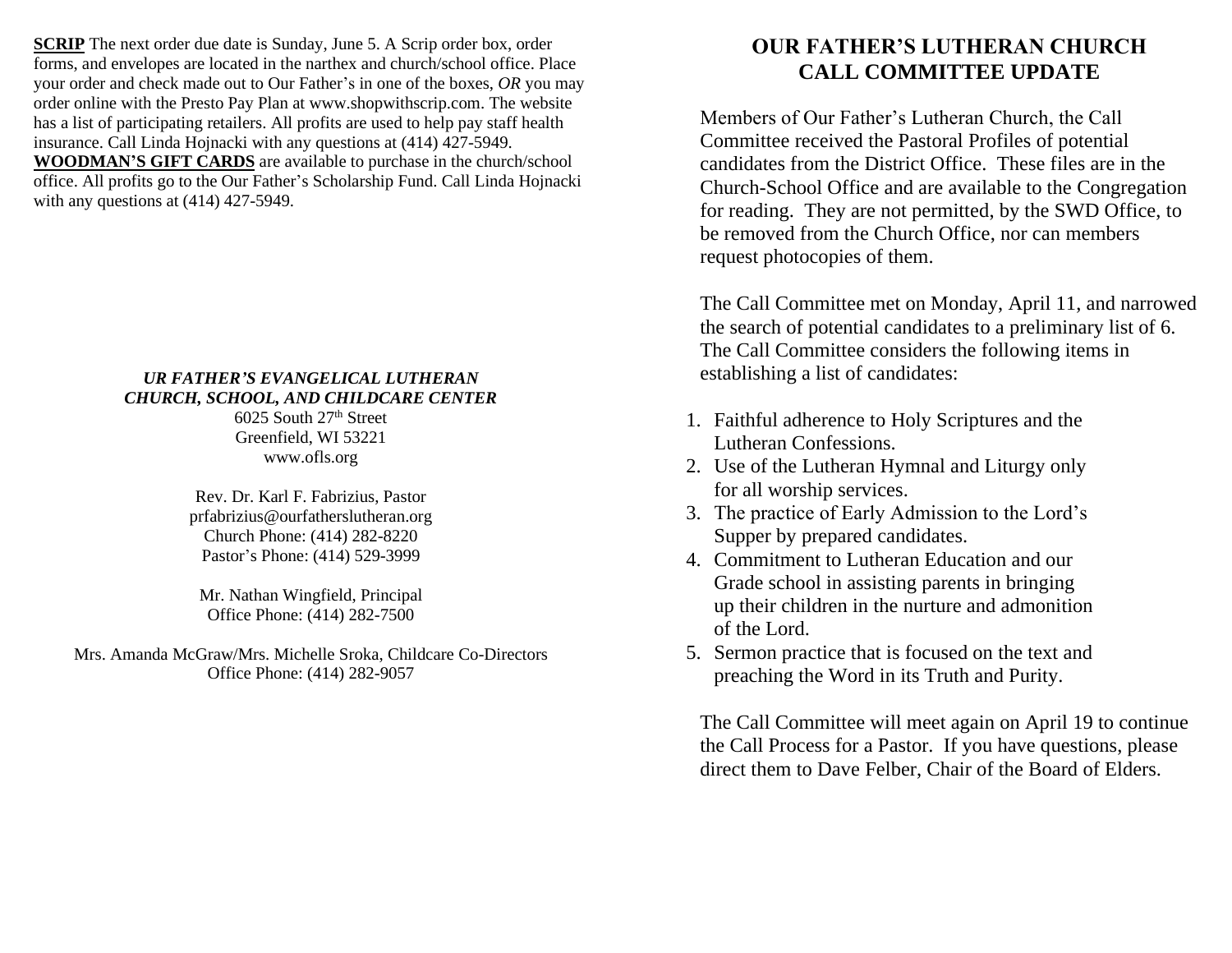**SCRIP** The next order due date is Sunday, June 5. A Scrip order box, order forms, and envelopes are located in the narthex and church/school office. Place your order and check made out to Our Father's in one of the boxes, *OR* you may order online with the Presto Pay Plan at www.shopwithscrip.com. The website has a list of participating retailers. All profits are used to help pay staff health insurance. Call Linda Hojnacki with any questions at (414) 427-5949.
**WOODMAN'S GIFT CARDS** are available to purchase in the church/school office. All profits go to the Our Father's Scholarship Fund. Call Linda Hojnacki with any questions at (414) 427-5949.

***UR FATHER'S EVANGELICAL LUTHERAN CHURCH, SCHOOL, AND CHILDCARE CENTER***
6025 South 27th Street
Greenfield, WI 53221
www.ofls.org

Rev. Dr. Karl F. Fabrizius, Pastor
prfabrizius@ourfatherslutheran.org
Church Phone: (414) 282-8220
Pastor's Phone: (414) 529-3999

Mr. Nathan Wingfield, Principal
Office Phone: (414) 282-7500

Mrs. Amanda McGraw/Mrs. Michelle Sroka, Childcare Co-Directors
Office Phone: (414) 282-9057

# OUR FATHER'S LUTHERAN CHURCH CALL COMMITTEE UPDATE

Members of Our Father's Lutheran Church, the Call Committee received the Pastoral Profiles of potential candidates from the District Office. These files are in the Church-School Office and are available to the Congregation for reading. They are not permitted, by the SWD Office, to be removed from the Church Office, nor can members request photocopies of them.

The Call Committee met on Monday, April 11, and narrowed the search of potential candidates to a preliminary list of 6. The Call Committee considers the following items in establishing a list of candidates:

1. Faithful adherence to Holy Scriptures and the Lutheran Confessions.
2. Use of the Lutheran Hymnal and Liturgy only for all worship services.
3. The practice of Early Admission to the Lord's Supper by prepared candidates.
4. Commitment to Lutheran Education and our Grade school in assisting parents in bringing up their children in the nurture and admonition of the Lord.
5. Sermon practice that is focused on the text and preaching the Word in its Truth and Purity.

The Call Committee will meet again on April 19 to continue the Call Process for a Pastor. If you have questions, please direct them to Dave Felber, Chair of the Board of Elders.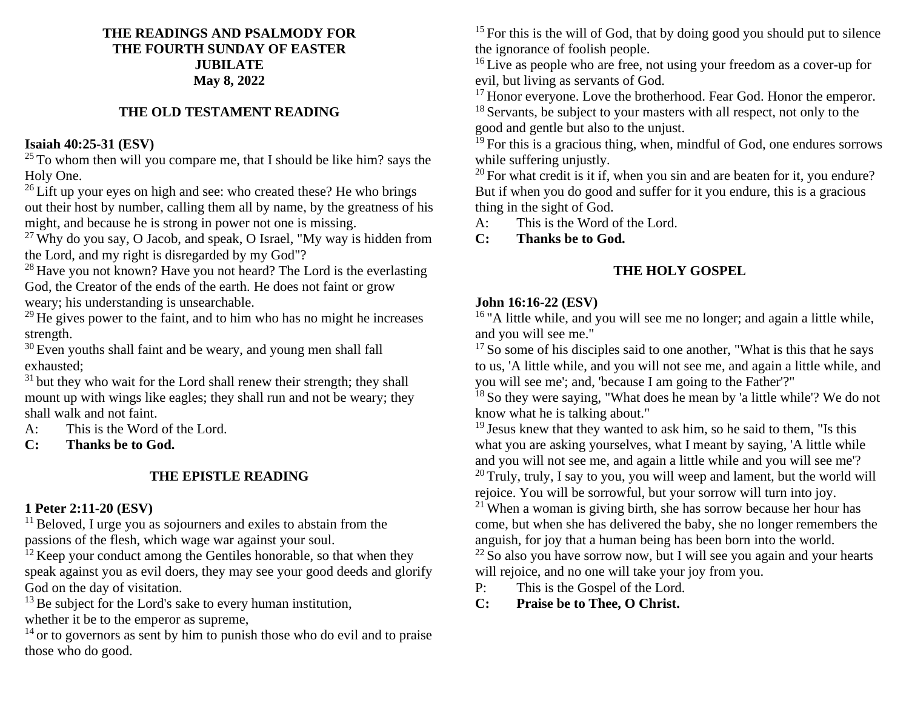# THE READINGS AND PSALMODY FOR THE FOURTH SUNDAY OF EASTER JUBILATE May 8, 2022

## THE OLD TESTAMENT READING

**Isaiah 40:25-31 (ESV)**

[25] To whom then will you compare me, that I should be like him? says the Holy One.

[26] Lift up your eyes on high and see: who created these? He who brings out their host by number, calling them all by name, by the greatness of his might, and because he is strong in power not one is missing.

[27] Why do you say, O Jacob, and speak, O Israel, "My way is hidden from the Lord, and my right is disregarded by my God"?

[28] Have you not known? Have you not heard? The Lord is the everlasting God, the Creator of the ends of the earth. He does not faint or grow weary; his understanding is unsearchable.

[29] He gives power to the faint, and to him who has no might he increases strength.

[30] Even youths shall faint and be weary, and young men shall fall exhausted;

[31] but they who wait for the Lord shall renew their strength; they shall mount up with wings like eagles; they shall run and not be weary; they shall walk and not faint.

A: This is the Word of the Lord.

**C: Thanks be to God.**

## THE EPISTLE READING

**1 Peter 2:11-20 (ESV)**

[11] Beloved, I urge you as sojourners and exiles to abstain from the passions of the flesh, which wage war against your soul.

[12] Keep your conduct among the Gentiles honorable, so that when they speak against you as evil doers, they may see your good deeds and glorify God on the day of visitation.

[13] Be subject for the Lord's sake to every human institution, whether it be to the emperor as supreme,

[14] or to governors as sent by him to punish those who do evil and to praise those who do good.

[15] For this is the will of God, that by doing good you should put to silence the ignorance of foolish people.

[16] Live as people who are free, not using your freedom as a cover-up for evil, but living as servants of God.

[17] Honor everyone. Love the brotherhood. Fear God. Honor the emperor.

[18] Servants, be subject to your masters with all respect, not only to the good and gentle but also to the unjust.

[19] For this is a gracious thing, when, mindful of God, one endures sorrows while suffering unjustly.

[20] For what credit is it if, when you sin and are beaten for it, you endure? But if when you do good and suffer for it you endure, this is a gracious thing in the sight of God.

A: This is the Word of the Lord.

**C: Thanks be to God.**

## THE HOLY GOSPEL

**John 16:16-22 (ESV)**

[16] "A little while, and you will see me no longer; and again a little while, and you will see me."

[17] So some of his disciples said to one another, "What is this that he says to us, 'A little while, and you will not see me, and again a little while, and you will see me'; and, 'because I am going to the Father'?"

[18] So they were saying, "What does he mean by 'a little while'? We do not know what he is talking about."

[19] Jesus knew that they wanted to ask him, so he said to them, "Is this what you are asking yourselves, what I meant by saying, 'A little while and you will not see me, and again a little while and you will see me'?

[20] Truly, truly, I say to you, you will weep and lament, but the world will rejoice. You will be sorrowful, but your sorrow will turn into joy.

[21] When a woman is giving birth, she has sorrow because her hour has come, but when she has delivered the baby, she no longer remembers the anguish, for joy that a human being has been born into the world.

[22] So also you have sorrow now, but I will see you again and your hearts will rejoice, and no one will take your joy from you.

P: This is the Gospel of the Lord.

**C: Praise be to Thee, O Christ.**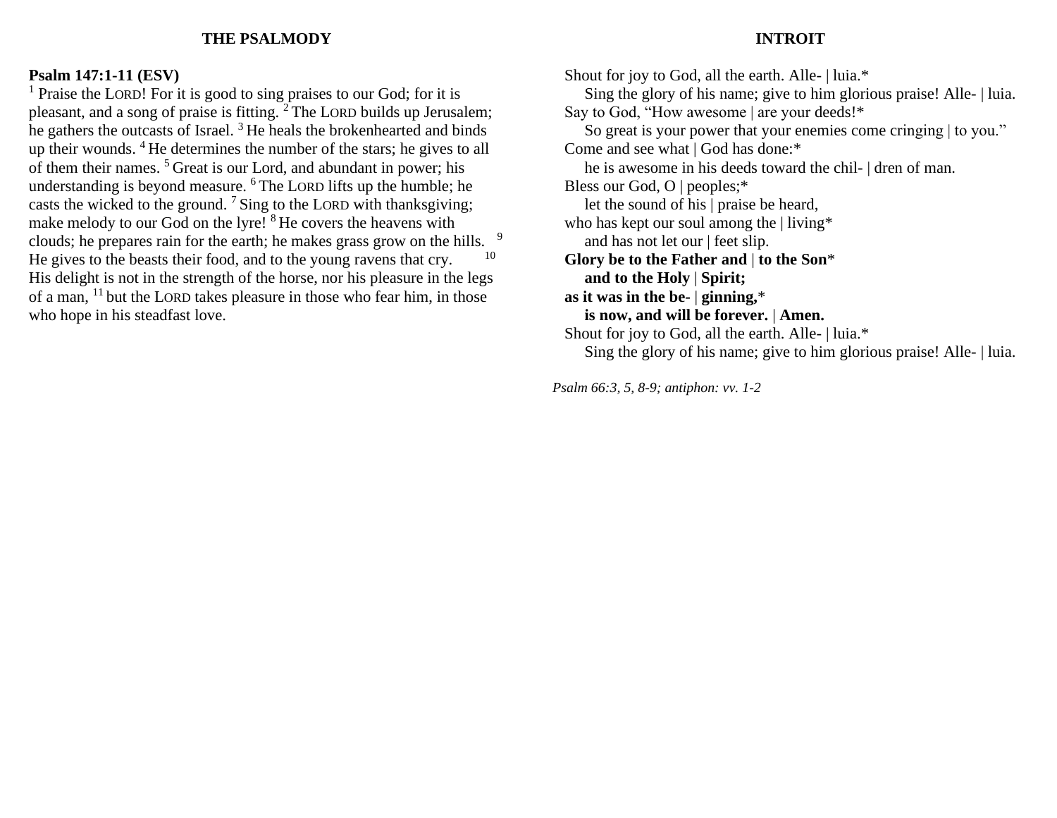## THE PSALMODY

**Psalm 147:1-11 (ESV)**

[1] Praise the LORD! For it is good to sing praises to our God; for it is pleasant, and a song of praise is fitting. [2] The LORD builds up Jerusalem; he gathers the outcasts of Israel. [3] He heals the brokenhearted and binds up their wounds. [4] He determines the number of the stars; he gives to all of them their names. [5] Great is our Lord, and abundant in power; his understanding is beyond measure. [6] The LORD lifts up the humble; he casts the wicked to the ground. [7] Sing to the LORD with thanksgiving; make melody to our God on the lyre! [8] He covers the heavens with clouds; he prepares rain for the earth; he makes grass grow on the hills. [9] He gives to the beasts their food, and to the young ravens that cry. [10] His delight is not in the strength of the horse, nor his pleasure in the legs of a man, [11] but the LORD takes pleasure in those who fear him, in those who hope in his steadfast love.

## INTROIT

Shout for joy to God, all the earth. Alle- | luia.*  
  Sing the glory of his name; give to him glorious praise! Alle- | luia.  
Say to God, "How awesome | are your deeds!*  
  So great is your power that your enemies come cringing | to you."  
Come and see what | God has done:*  
  he is awesome in his deeds toward the chil- | dren of man.  
Bless our God, O | peoples;*  
  let the sound of his | praise be heard,  
who has kept our soul among the | living*  
  and has not let our | feet slip.  
**Glory be to the Father and | to the Son***  
  **and to the Holy | Spirit;**  
**as it was in the be- | ginning,***  
  **is now, and will be forever. | Amen.**  
Shout for joy to God, all the earth. Alle- | luia.*  
  Sing the glory of his name; give to him glorious praise! Alle- | luia.

*Psalm 66:3, 5, 8-9; antiphon: vv. 1-2*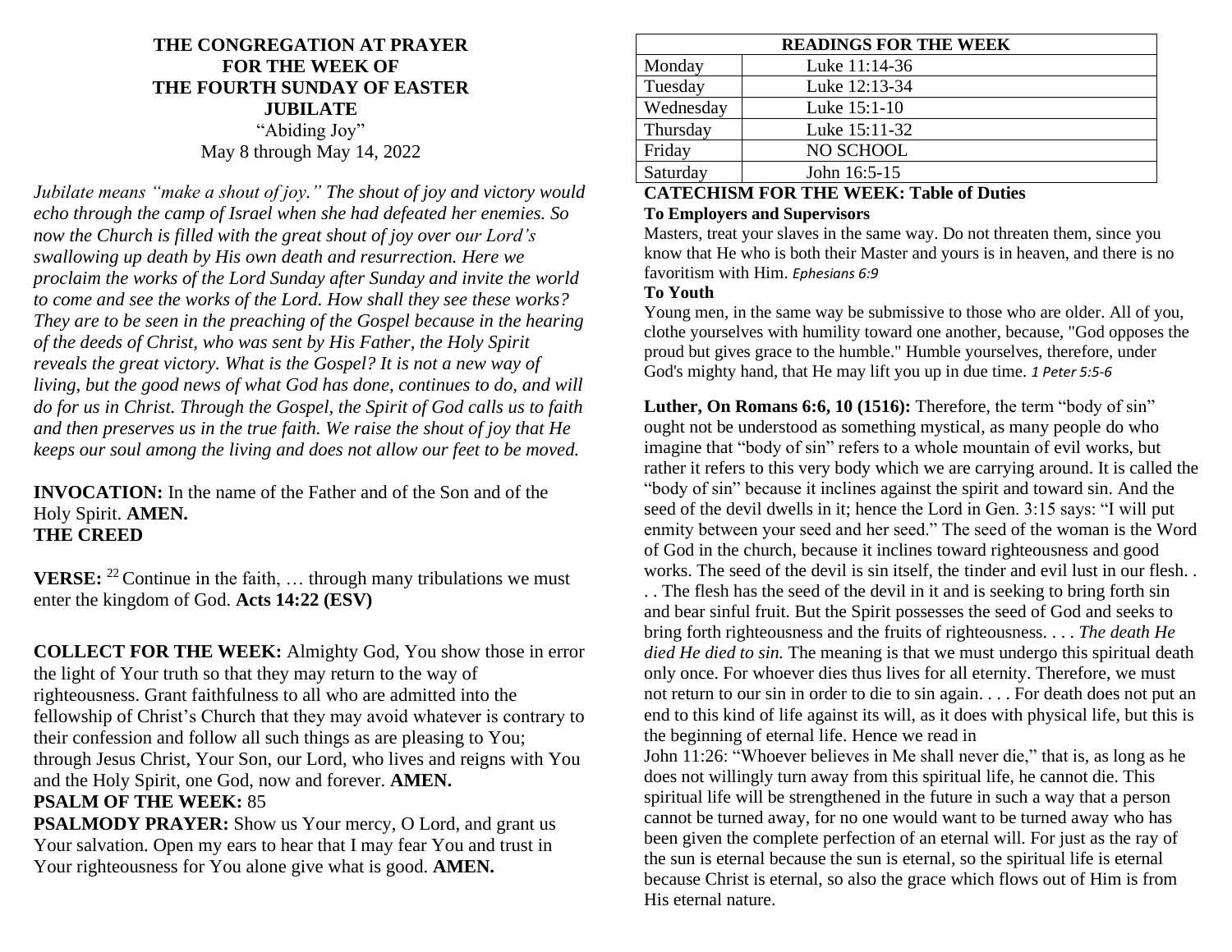**THE CONGREGATION AT PRAYER**
**FOR THE WEEK OF**
**THE FOURTH SUNDAY OF EASTER**
**JUBILATE**
"Abiding Joy"
May 8 through May 14, 2022

*Jubilate means "make a shout of joy." The shout of joy and victory would echo through the camp of Israel when she had defeated her enemies. So now the Church is filled with the great shout of joy over our Lord's swallowing up death by His own death and resurrection. Here we proclaim the works of the Lord Sunday after Sunday and invite the world to come and see the works of the Lord. How shall they see these works? They are to be seen in the preaching of the Gospel because in the hearing of the deeds of Christ, who was sent by His Father, the Holy Spirit reveals the great victory. What is the Gospel? It is not a new way of living, but the good news of what God has done, continues to do, and will do for us in Christ. Through the Gospel, the Spirit of God calls us to faith and then preserves us in the true faith. We raise the shout of joy that He keeps our soul among the living and does not allow our feet to be moved.*

**INVOCATION:** In the name of the Father and of the Son and of the Holy Spirit. **AMEN.**
**THE CREED**

**VERSE:** [22] Continue in the faith, … through many tribulations we must enter the kingdom of God. **Acts 14:22 (ESV)**

**COLLECT FOR THE WEEK:** Almighty God, You show those in error the light of Your truth so that they may return to the way of righteousness. Grant faithfulness to all who are admitted into the fellowship of Christ's Church that they may avoid whatever is contrary to their confession and follow all such things as are pleasing to You; through Jesus Christ, Your Son, our Lord, who lives and reigns with You and the Holy Spirit, one God, now and forever. **AMEN.**
**PSALM OF THE WEEK:** 85
**PSALMODY PRAYER:** Show us Your mercy, O Lord, and grant us Your salvation. Open my ears to hear that I may fear You and trust in Your righteousness for You alone give what is good. **AMEN.**

| READINGS FOR THE WEEK | |
|---|---|
| Monday | Luke 11:14-36 |
| Tuesday | Luke 12:13-34 |
| Wednesday | Luke 15:1-10 |
| Thursday | Luke 15:11-32 |
| Friday | NO SCHOOL |
| Saturday | John 16:5-15 |

**CATECHISM FOR THE WEEK: Table of Duties**
**To Employers and Supervisors**
Masters, treat your slaves in the same way. Do not threaten them, since you know that He who is both their Master and yours is in heaven, and there is no favoritism with Him. *Ephesians 6:9*
**To Youth**
Young men, in the same way be submissive to those who are older. All of you, clothe yourselves with humility toward one another, because, "God opposes the proud but gives grace to the humble." Humble yourselves, therefore, under God's mighty hand, that He may lift you up in due time. *1 Peter 5:5-6*

**Luther, On Romans 6:6, 10 (1516):** Therefore, the term "body of sin" ought not be understood as something mystical, as many people do who imagine that "body of sin" refers to a whole mountain of evil works, but rather it refers to this very body which we are carrying around. It is called the "body of sin" because it inclines against the spirit and toward sin. And the seed of the devil dwells in it; hence the Lord in Gen. 3:15 says: "I will put enmity between your seed and her seed." The seed of the woman is the Word of God in the church, because it inclines toward righteousness and good works. The seed of the devil is sin itself, the tinder and evil lust in our flesh. . . . The flesh has the seed of the devil in it and is seeking to bring forth sin and bear sinful fruit. But the Spirit possesses the seed of God and seeks to bring forth righteousness and the fruits of righteousness. . . . *The death He died He died to sin.* The meaning is that we must undergo this spiritual death only once. For whoever dies thus lives for all eternity. Therefore, we must not return to our sin in order to die to sin again. . . . For death does not put an end to this kind of life against its will, as it does with physical life, but this is the beginning of eternal life. Hence we read in John 11:26: "Whoever believes in Me shall never die," that is, as long as he does not willingly turn away from this spiritual life, he cannot die. This spiritual life will be strengthened in the future in such a way that a person cannot be turned away, for no one would want to be turned away who has been given the complete perfection of an eternal will. For just as the ray of the sun is eternal because the sun is eternal, so the spiritual life is eternal because Christ is eternal, so also the grace which flows out of Him is from His eternal nature.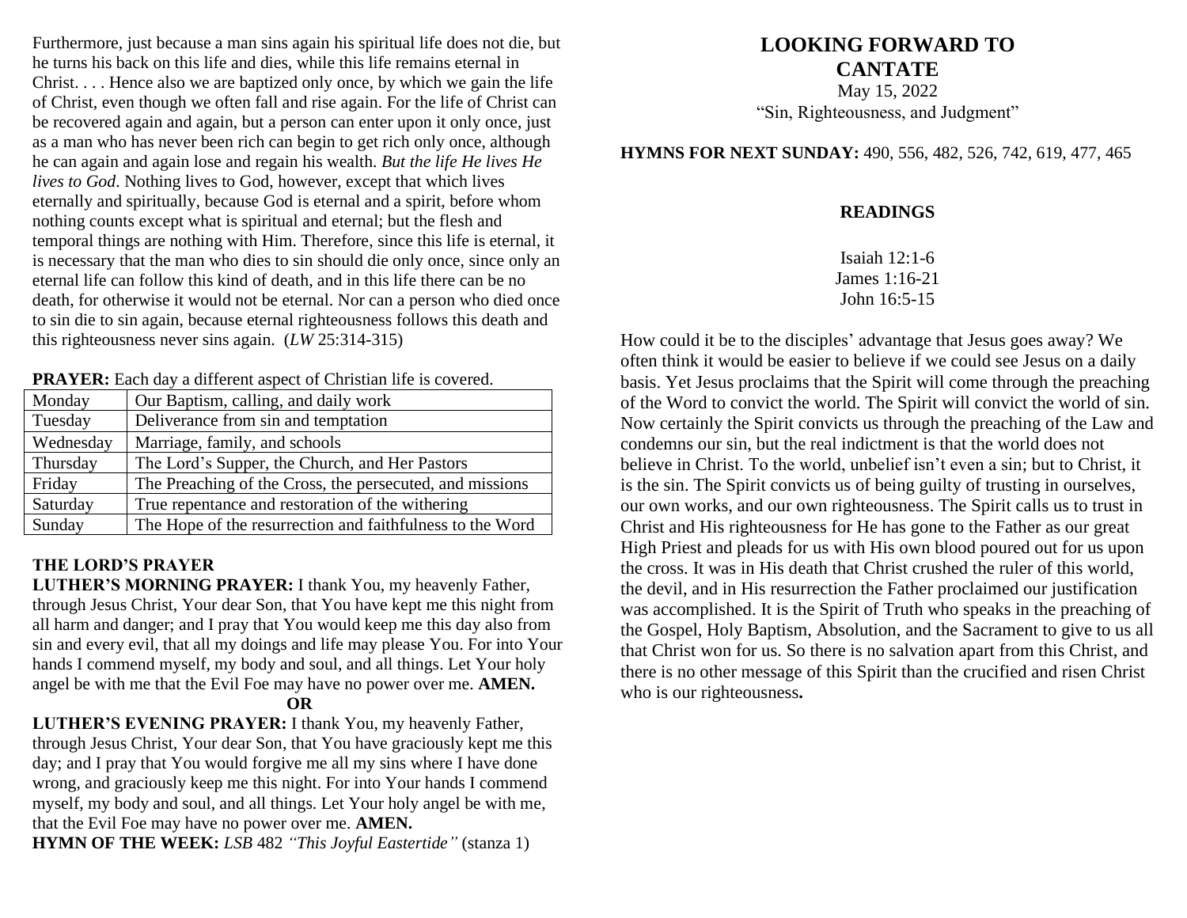Furthermore, just because a man sins again his spiritual life does not die, but he turns his back on this life and dies, while this life remains eternal in Christ. . . . Hence also we are baptized only once, by which we gain the life of Christ, even though we often fall and rise again. For the life of Christ can be recovered again and again, but a person can enter upon it only once, just as a man who has never been rich can begin to get rich only once, although he can again and again lose and regain his wealth. *But the life He lives He lives to God*. Nothing lives to God, however, except that which lives eternally and spiritually, because God is eternal and a spirit, before whom nothing counts except what is spiritual and eternal; but the flesh and temporal things are nothing with Him. Therefore, since this life is eternal, it is necessary that the man who dies to sin should die only once, since only an eternal life can follow this kind of death, and in this life there can be no death, for otherwise it would not be eternal. Nor can a person who died once to sin die to sin again, because eternal righteousness follows this death and this righteousness never sins again. (*LW* 25:314-315)

**PRAYER:** Each day a different aspect of Christian life is covered.

| | |
|---|---|
| Monday | Our Baptism, calling, and daily work |
| Tuesday | Deliverance from sin and temptation |
| Wednesday | Marriage, family, and schools |
| Thursday | The Lord's Supper, the Church, and Her Pastors |
| Friday | The Preaching of the Cross, the persecuted, and missions |
| Saturday | True repentance and restoration of the withering |
| Sunday | The Hope of the resurrection and faithfulness to the Word |

**THE LORD'S PRAYER**

**LUTHER'S MORNING PRAYER:** I thank You, my heavenly Father, through Jesus Christ, Your dear Son, that You have kept me this night from all harm and danger; and I pray that You would keep me this day also from sin and every evil, that all my doings and life may please You. For into Your hands I commend myself, my body and soul, and all things. Let Your holy angel be with me that the Evil Foe may have no power over me. **AMEN.**

**OR**

**LUTHER'S EVENING PRAYER:** I thank You, my heavenly Father, through Jesus Christ, Your dear Son, that You have graciously kept me this day; and I pray that You would forgive me all my sins where I have done wrong, and graciously keep me this night. For into Your hands I commend myself, my body and soul, and all things. Let Your holy angel be with me, that the Evil Foe may have no power over me. **AMEN.**

**HYMN OF THE WEEK:** *LSB* 482 *"This Joyful Eastertide"* (stanza 1)

# LOOKING FORWARD TO CANTATE

May 15, 2022

"Sin, Righteousness, and Judgment"

**HYMNS FOR NEXT SUNDAY:** 490, 556, 482, 526, 742, 619, 477, 465

## READINGS

Isaiah 12:1-6
James 1:16-21
John 16:5-15

How could it be to the disciples' advantage that Jesus goes away? We often think it would be easier to believe if we could see Jesus on a daily basis. Yet Jesus proclaims that the Spirit will come through the preaching of the Word to convict the world. The Spirit will convict the world of sin. Now certainly the Spirit convicts us through the preaching of the Law and condemns our sin, but the real indictment is that the world does not believe in Christ. To the world, unbelief isn't even a sin; but to Christ, it is the sin. The Spirit convicts us of being guilty of trusting in ourselves, our own works, and our own righteousness. The Spirit calls us to trust in Christ and His righteousness for He has gone to the Father as our great High Priest and pleads for us with His own blood poured out for us upon the cross. It was in His death that Christ crushed the ruler of this world, the devil, and in His resurrection the Father proclaimed our justification was accomplished. It is the Spirit of Truth who speaks in the preaching of the Gospel, Holy Baptism, Absolution, and the Sacrament to give to us all that Christ won for us. So there is no salvation apart from this Christ, and there is no other message of this Spirit than the crucified and risen Christ who is our righteousness**.**